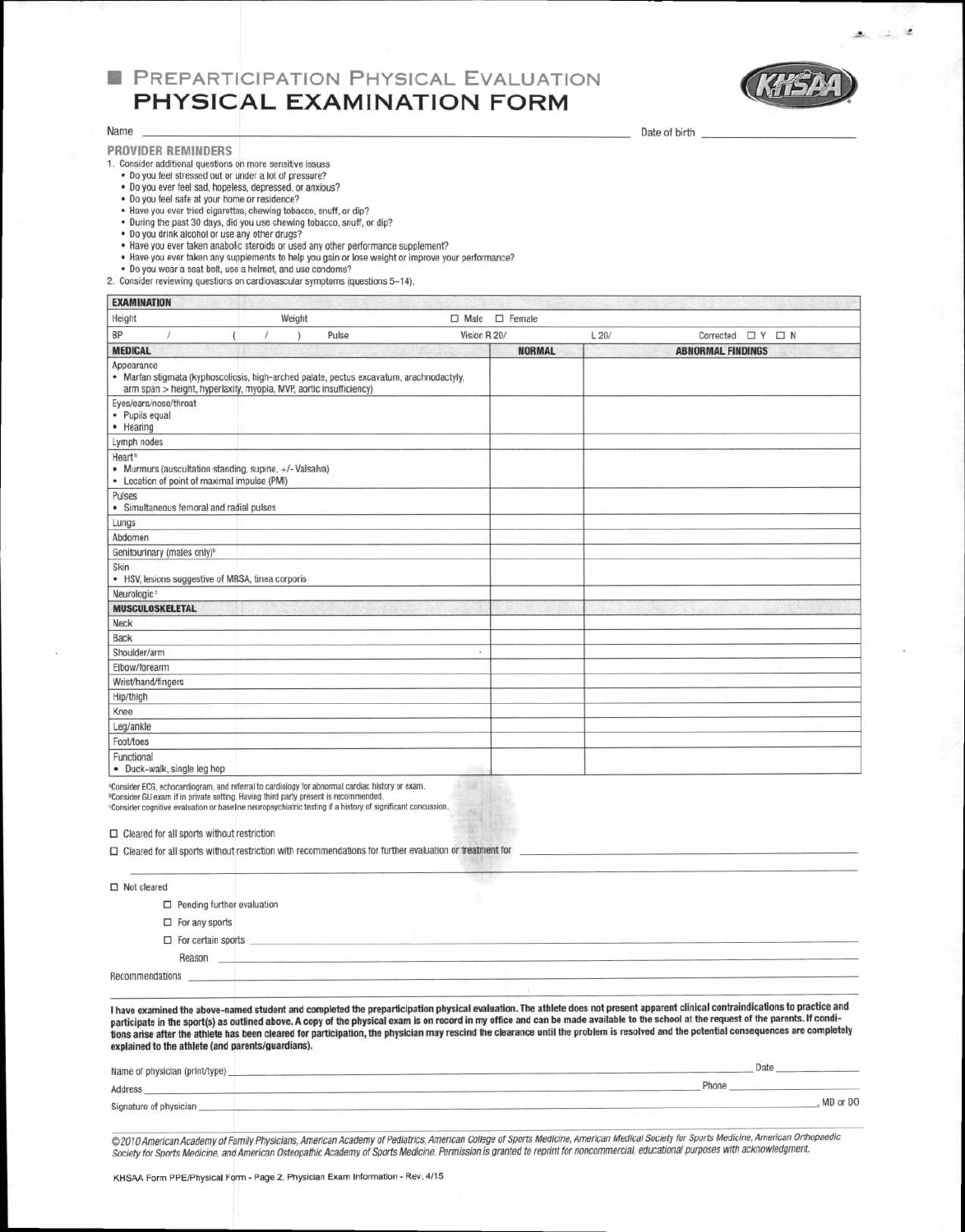# PREPARTICIPATION PHYSICAL EVALUATION
## PHYSICAL EXAMINATION FORM

Name ______________________________ Date of birth ______________

**PROVIDER REMINDERS**

1. Consider additional questions on more sensitive issues
   - Do you feel stressed out or under a lot of pressure?
   - Do you ever feel sad, hopeless, depressed, or anxious?
   - Do you feel safe at your home or residence?
   - Have you ever tried cigarettes, chewing tobacco, snuff, or dip?
   - During the past 30 days, did you use chewing tobacco, snuff, or dip?
   - Do you drink alcohol or use any other drugs?
   - Have you ever taken anabolic steroids or used any other performance supplement?
   - Have you ever taken any supplements to help you gain or lose weight or improve your performance?
   - Do you wear a seat belt, use a helmet, and use condoms?
2. Consider reviewing questions on cardiovascular symptoms (questions 5–14).

| **EXAMINATION** | | | |
|---|---|---|---|
| Height | Weight | ☐ Male ☐ Female | |
| BP / ( / ) Pulse | Vision R 20/ | L 20/ | Corrected ☐ Y ☐ N |

| **MEDICAL** | **NORMAL** | **ABNORMAL FINDINGS** |
|---|---|---|
| Appearance<br>• Marfan stigmata (kyphoscoliosis, high-arched palate, pectus excavatum, arachnodactyly, arm span > height, hyperlaxity, myopia, MVP, aortic insufficiency) | | |
| Eyes/ears/nose/throat<br>• Pupils equal<br>• Hearing | | |
| Lymph nodes | | |
| Heart[a]<br>• Murmurs (auscultation standing, supine, +/- Valsalva)<br>• Location of point of maximal impulse (PMI) | | |
| Pulses<br>• Simultaneous femoral and radial pulses | | |
| Lungs | | |
| Abdomen | | |
| Genitourinary (males only)[b] | | |
| Skin<br>• HSV, lesions suggestive of MRSA, tinea corporis | | |
| Neurologic[c] | | |
| **MUSCULOSKELETAL** | | |
| Neck | | |
| Back | | |
| Shoulder/arm | | |
| Elbow/forearm | | |
| Wrist/hand/fingers | | |
| Hip/thigh | | |
| Knee | | |
| Leg/ankle | | |
| Foot/toes | | |
| Functional<br>• Duck-walk, single leg hop | | |

[a]Consider ECG, echocardiogram, and referral to cardiology for abnormal cardiac history or exam.
[b]Consider GU exam if in private setting. Having third party present is recommended.
[c]Consider cognitive evaluation or baseline neuropsychiatric testing if a history of significant concussion.

☐ Cleared for all sports without restriction

☐ Cleared for all sports without restriction with recommendations for further evaluation or treatment for ______________________________

☐ Not cleared

- ☐ Pending further evaluation
- ☐ For any sports
- ☐ For certain sports ______________________________

  Reason ______________________________

Recommendations ______________________________

**I have examined the above-named student and completed the preparticipation physical evaluation. The athlete does not present apparent clinical contraindications to practice and participate in the sport(s) as outlined above. A copy of the physical exam is on record in my office and can be made available to the school at the request of the parents. If conditions arise after the athlete has been cleared for participation, the physician may rescind the clearance until the problem is resolved and the potential consequences are completely explained to the athlete (and parents/guardians).**

Name of physician (print/type) ______________________________ Date ______________

Address ______________________________ Phone ______________

Signature of physician ______________________________, MD or DO

*©2010 American Academy of Family Physicians, American Academy of Pediatrics, American College of Sports Medicine, American Medical Society for Sports Medicine, American Orthopaedic Society for Sports Medicine, and American Osteopathic Academy of Sports Medicine. Permission is granted to reprint for noncommercial, educational purposes with acknowledgment.*

KHSAA Form PPE/Physical Form - Page 2, Physician Exam Information - Rev. 4/15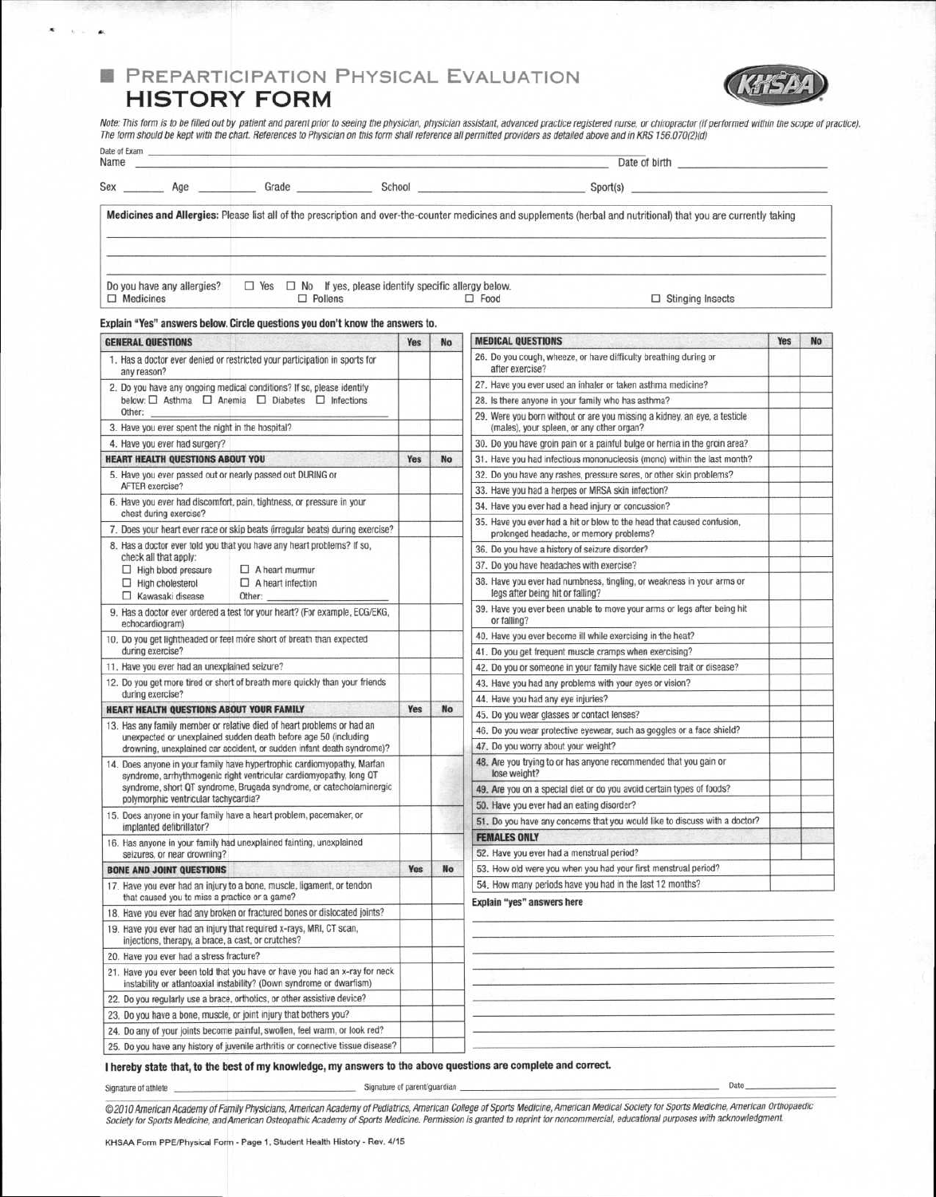# PREPARTICIPATION PHYSICAL EVALUATION
## HISTORY FORM

*Note: This form is to be filled out by patient and parent prior to seeing the physician, physician assistant, advanced practice registered nurse, or chiropractor (if performed within the scope of practice). The form should be kept with the chart. References to Physician on this form shall reference all permitted providers as detailed above and in KRS 156.070(2)(d)*

Date of Exam \_\_\_\_\_\_\_\_\_\_
Name \_\_\_\_\_\_\_\_\_\_ Date of birth \_\_\_\_\_\_\_\_\_\_

Sex \_\_\_\_\_ Age \_\_\_\_\_ Grade \_\_\_\_\_ School \_\_\_\_\_\_\_\_\_\_ Sport(s) \_\_\_\_\_\_\_\_\_\_

**Medicines and Allergies:** Please list all of the prescription and over-the-counter medicines and supplements (herbal and nutritional) that you are currently taking

\_\_\_\_\_\_\_\_\_\_\_\_\_\_\_\_\_\_\_\_

\_\_\_\_\_\_\_\_\_\_\_\_\_\_\_\_\_\_\_\_

\_\_\_\_\_\_\_\_\_\_\_\_\_\_\_\_\_\_\_\_

Do you have any allergies? ☐ Yes ☐ No If yes, please identify specific allergy below.
☐ Medicines ☐ Pollens ☐ Food ☐ Stinging Insects

**Explain "Yes" answers below. Circle questions you don't know the answers to.**

| GENERAL QUESTIONS | Yes | No |
|---|---|---|
| 1. Has a doctor ever denied or restricted your participation in sports for any reason? | | |
| 2. Do you have any ongoing medical conditions? If so, please identify below: ☐ Asthma ☐ Anemia ☐ Diabetes ☐ Infections Other: \_\_\_\_\_ | | |
| 3. Have you ever spent the night in the hospital? | | |
| 4. Have you ever had surgery? | | |
| **HEART HEALTH QUESTIONS ABOUT YOU** | **Yes** | **No** |
| 5. Have you ever passed out or nearly passed out DURING or AFTER exercise? | | |
| 6. Have you ever had discomfort, pain, tightness, or pressure in your chest during exercise? | | |
| 7. Does your heart ever race or skip beats (irregular beats) during exercise? | | |
| 8. Has a doctor ever told you that you have any heart problems? If so, check all that apply: ☐ High blood pressure ☐ A heart murmur ☐ High cholesterol ☐ A heart infection ☐ Kawasaki disease Other: \_\_\_\_\_ | | |
| 9. Has a doctor ever ordered a test for your heart? (For example, ECG/EKG, echocardiogram) | | |
| 10. Do you get lightheaded or feel more short of breath than expected during exercise? | | |
| 11. Have you ever had an unexplained seizure? | | |
| 12. Do you get more tired or short of breath more quickly than your friends during exercise? | | |
| **HEART HEALTH QUESTIONS ABOUT YOUR FAMILY** | **Yes** | **No** |
| 13. Has any family member or relative died of heart problems or had an unexpected or unexplained sudden death before age 50 (including drowning, unexplained car accident, or sudden infant death syndrome)? | | |
| 14. Does anyone in your family have hypertrophic cardiomyopathy, Marfan syndrome, arrhythmogenic right ventricular cardiomyopathy, long QT syndrome, short QT syndrome, Brugada syndrome, or catecholaminergic polymorphic ventricular tachycardia? | | |
| 15. Does anyone in your family have a heart problem, pacemaker, or implanted defibrillator? | | |
| 16. Has anyone in your family had unexplained fainting, unexplained seizures, or near drowning? | | |
| **BONE AND JOINT QUESTIONS** | **Yes** | **No** |
| 17. Have you ever had an injury to a bone, muscle, ligament, or tendon that caused you to miss a practice or a game? | | |
| 18. Have you ever had any broken or fractured bones or dislocated joints? | | |
| 19. Have you ever had an injury that required x-rays, MRI, CT scan, injections, therapy, a brace, a cast, or crutches? | | |
| 20. Have you ever had a stress fracture? | | |
| 21. Have you ever been told that you have or have you had an x-ray for neck instability or atlantoaxial instability? (Down syndrome or dwarfism) | | |
| 22. Do you regularly use a brace, orthotics, or other assistive device? | | |
| 23. Do you have a bone, muscle, or joint injury that bothers you? | | |
| 24. Do any of your joints become painful, swollen, feel warm, or look red? | | |
| 25. Do you have any history of juvenile arthritis or connective tissue disease? | | |

| MEDICAL QUESTIONS | Yes | No |
|---|---|---|
| 26. Do you cough, wheeze, or have difficulty breathing during or after exercise? | | |
| 27. Have you ever used an inhaler or taken asthma medicine? | | |
| 28. Is there anyone in your family who has asthma? | | |
| 29. Were you born without or are you missing a kidney, an eye, a testicle (males), your spleen, or any other organ? | | |
| 30. Do you have groin pain or a painful bulge or hernia in the groin area? | | |
| 31. Have you had infectious mononucleosis (mono) within the last month? | | |
| 32. Do you have any rashes, pressure sores, or other skin problems? | | |
| 33. Have you had a herpes or MRSA skin infection? | | |
| 34. Have you ever had a head injury or concussion? | | |
| 35. Have you ever had a hit or blow to the head that caused confusion, prolonged headache, or memory problems? | | |
| 36. Do you have a history of seizure disorder? | | |
| 37. Do you have headaches with exercise? | | |
| 38. Have you ever had numbness, tingling, or weakness in your arms or legs after being hit or falling? | | |
| 39. Have you ever been unable to move your arms or legs after being hit or falling? | | |
| 40. Have you ever become ill while exercising in the heat? | | |
| 41. Do you get frequent muscle cramps when exercising? | | |
| 42. Do you or someone in your family have sickle cell trait or disease? | | |
| 43. Have you had any problems with your eyes or vision? | | |
| 44. Have you had any eye injuries? | | |
| 45. Do you wear glasses or contact lenses? | | |
| 46. Do you wear protective eyewear, such as goggles or a face shield? | | |
| 47. Do you worry about your weight? | | |
| 48. Are you trying to or has anyone recommended that you gain or lose weight? | | |
| 49. Are you on a special diet or do you avoid certain types of foods? | | |
| 50. Have you ever had an eating disorder? | | |
| 51. Do you have any concerns that you would like to discuss with a doctor? | | |
| **FEMALES ONLY** | | |
| 52. Have you ever had a menstrual period? | | |
| 53. How old were you when you had your first menstrual period? | | |
| 54. How many periods have you had in the last 12 months? | | |

**Explain "yes" answers here**

\_\_\_\_\_\_\_\_\_\_\_\_\_\_\_\_\_\_\_\_

\_\_\_\_\_\_\_\_\_\_\_\_\_\_\_\_\_\_\_\_

\_\_\_\_\_\_\_\_\_\_\_\_\_\_\_\_\_\_\_\_

\_\_\_\_\_\_\_\_\_\_\_\_\_\_\_\_\_\_\_\_

\_\_\_\_\_\_\_\_\_\_\_\_\_\_\_\_\_\_\_\_

\_\_\_\_\_\_\_\_\_\_\_\_\_\_\_\_\_\_\_\_

\_\_\_\_\_\_\_\_\_\_\_\_\_\_\_\_\_\_\_\_

\_\_\_\_\_\_\_\_\_\_\_\_\_\_\_\_\_\_\_\_

**I hereby state that, to the best of my knowledge, my answers to the above questions are complete and correct.**

Signature of athlete \_\_\_\_\_\_\_\_\_\_ Signature of parent/guardian \_\_\_\_\_\_\_\_\_\_ Date \_\_\_\_\_\_\_\_\_\_

*©2010 American Academy of Family Physicians, American Academy of Pediatrics, American College of Sports Medicine, American Medical Society for Sports Medicine, American Orthopaedic Society for Sports Medicine, and American Osteopathic Academy of Sports Medicine. Permission is granted to reprint for noncommercial, educational purposes with acknowledgment.*

KHSAA Form PPE/Physical Form - Page 1, Student Health History - Rev. 4/15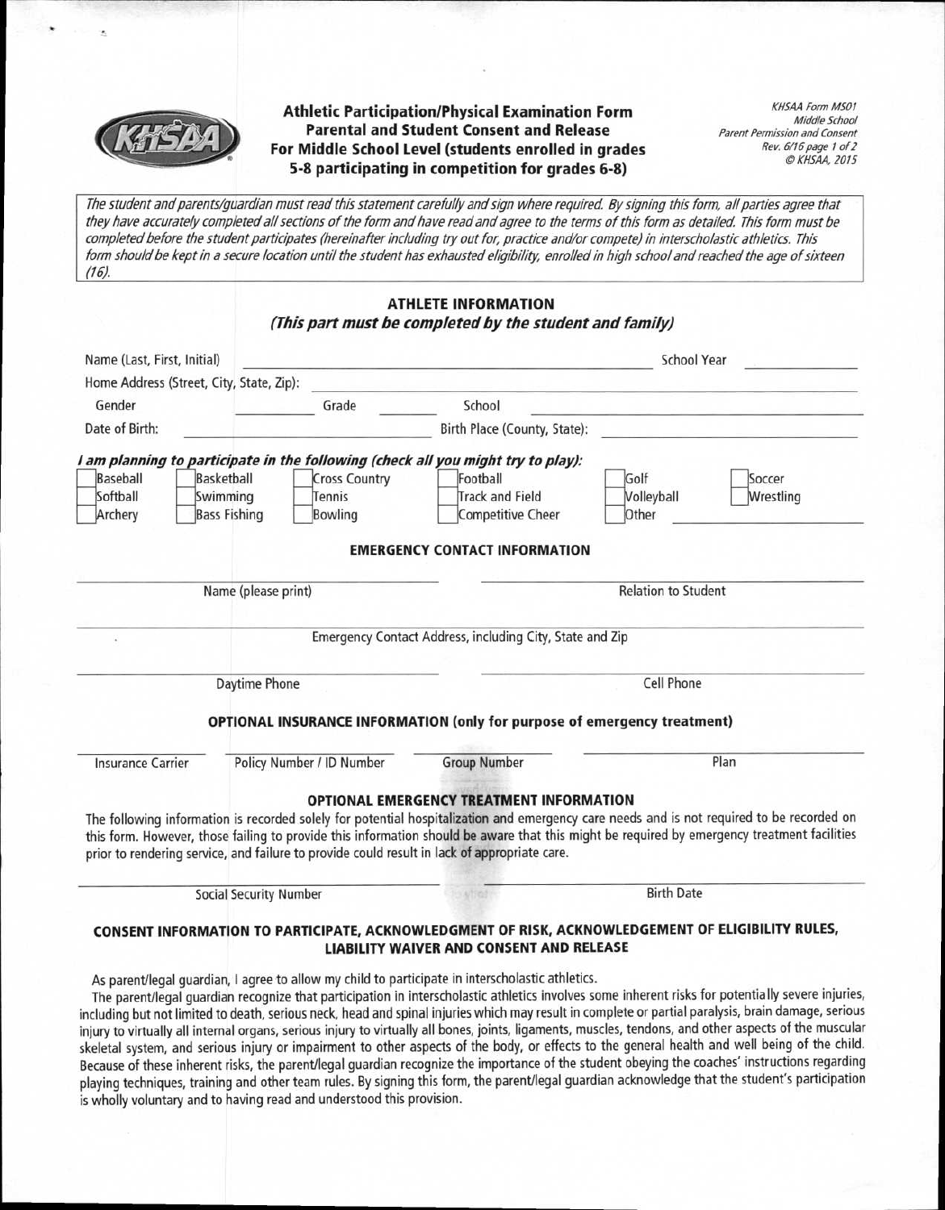# Athletic Participation/Physical Examination Form Parental and Student Consent and Release For Middle School Level (students enrolled in grades 5-8 participating in competition for grades 6-8)

*KHSAA Form MS01*
*Middle School*
*Parent Permission and Consent*
*Rev. 6/16 page 1 of 2*
*© KHSAA, 2015*

*The student and parents/guardian must read this statement carefully and sign where required. By signing this form, all parties agree that they have accurately completed all sections of the form and have read and agree to the terms of this form as detailed. This form must be completed before the student participates (hereinafter including try out for, practice and/or compete) in interscholastic athletics. This form should be kept in a secure location until the student has exhausted eligibility, enrolled in high school and reached the age of sixteen (16).*

## ATHLETE INFORMATION
### *(This part must be completed by the student and family)*

Name (Last, First, Initial) ______________________ School Year ________

Home Address (Street, City, State, Zip): ______________________

Gender ________ Grade ________ School ______________________

Date of Birth: ______________ Birth Place (County, State): ______________

***I am planning to participate in the following (check all you might try to play):***

| | | | | | |
|---|---|---|---|---|---|
| ☐ Baseball | ☐ Basketball | ☐ Cross Country | ☐ Football | ☐ Golf | ☐ Soccer |
| ☐ Softball | ☐ Swimming | ☐ Tennis | ☐ Track and Field | ☐ Volleyball | ☐ Wrestling |
| ☐ Archery | ☐ Bass Fishing | ☐ Bowling | ☐ Competitive Cheer | ☐ Other ________ | |

## EMERGENCY CONTACT INFORMATION

______________________ ______________________
Name (please print) Relation to Student

______________________
Emergency Contact Address, including City, State and Zip

______________________ ______________________
Daytime Phone Cell Phone

## OPTIONAL INSURANCE INFORMATION (only for purpose of emergency treatment)

Insurance Carrier ________ Policy Number / ID Number ________ Group Number ________ Plan ________

## OPTIONAL EMERGENCY TREATMENT INFORMATION

The following information is recorded solely for potential hospitalization and emergency care needs and is not required to be recorded on this form. However, those failing to provide this information should be aware that this might be required by emergency treatment facilities prior to rendering service, and failure to provide could result in lack of appropriate care.

______________________ ______________________
Social Security Number Birth Date

## CONSENT INFORMATION TO PARTICIPATE, ACKNOWLEDGMENT OF RISK, ACKNOWLEDGEMENT OF ELIGIBILITY RULES, LIABILITY WAIVER AND CONSENT AND RELEASE

As parent/legal guardian, I agree to allow my child to participate in interscholastic athletics.

The parent/legal guardian recognize that participation in interscholastic athletics involves some inherent risks for potentially severe injuries, including but not limited to death, serious neck, head and spinal injuries which may result in complete or partial paralysis, brain damage, serious injury to virtually all internal organs, serious injury to virtually all bones, joints, ligaments, muscles, tendons, and other aspects of the muscular skeletal system, and serious injury or impairment to other aspects of the body, or effects to the general health and well being of the child. Because of these inherent risks, the parent/legal guardian recognize the importance of the student obeying the coaches' instructions regarding playing techniques, training and other team rules. By signing this form, the parent/legal guardian acknowledge that the student's participation is wholly voluntary and to having read and understood this provision.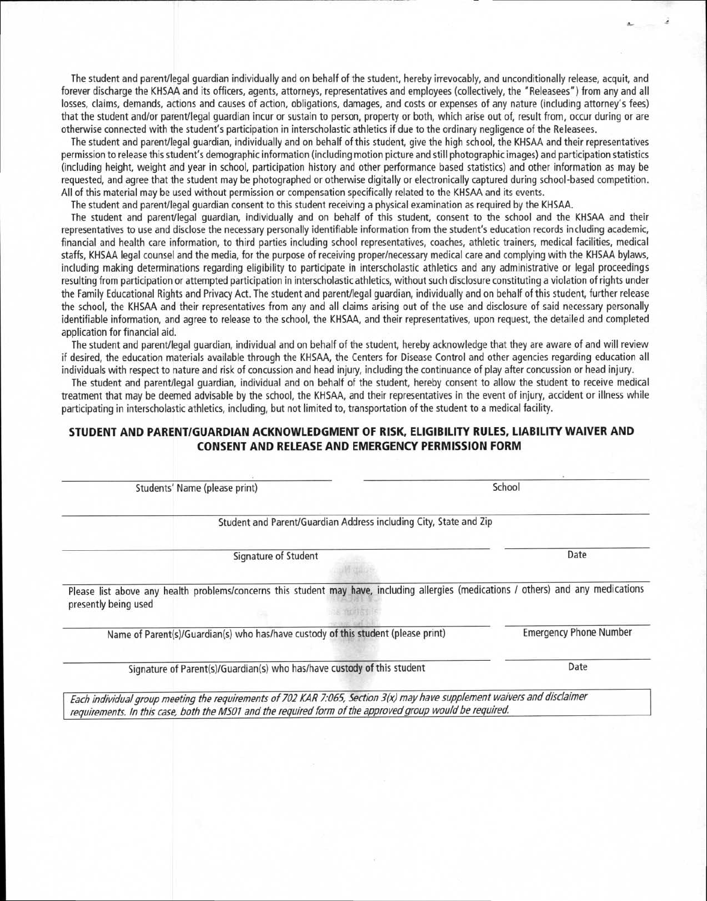The student and parent/legal guardian individually and on behalf of the student, hereby irrevocably, and unconditionally release, acquit, and forever discharge the KHSAA and its officers, agents, attorneys, representatives and employees (collectively, the "Releasees") from any and all losses, claims, demands, actions and causes of action, obligations, damages, and costs or expenses of any nature (including attorney's fees) that the student and/or parent/legal guardian incur or sustain to person, property or both, which arise out of, result from, occur during or are otherwise connected with the student's participation in interscholastic athletics if due to the ordinary negligence of the Releasees.

The student and parent/legal guardian, individually and on behalf of this student, give the high school, the KHSAA and their representatives permission to release this student's demographic information (including motion picture and still photographic images) and participation statistics (including height, weight and year in school, participation history and other performance based statistics) and other information as may be requested, and agree that the student may be photographed or otherwise digitally or electronically captured during school-based competition. All of this material may be used without permission or compensation specifically related to the KHSAA and its events.

The student and parent/legal guardian consent to this student receiving a physical examination as required by the KHSAA.

The student and parent/legal guardian, individually and on behalf of this student, consent to the school and the KHSAA and their representatives to use and disclose the necessary personally identifiable information from the student's education records including academic, financial and health care information, to third parties including school representatives, coaches, athletic trainers, medical facilities, medical staffs, KHSAA legal counsel and the media, for the purpose of receiving proper/necessary medical care and complying with the KHSAA bylaws, including making determinations regarding eligibility to participate in interscholastic athletics and any administrative or legal proceedings resulting from participation or attempted participation in interscholastic athletics, without such disclosure constituting a violation of rights under the Family Educational Rights and Privacy Act. The student and parent/legal guardian, individually and on behalf of this student, further release the school, the KHSAA and their representatives from any and all claims arising out of the use and disclosure of said necessary personally identifiable information, and agree to release to the school, the KHSAA, and their representatives, upon request, the detailed and completed application for financial aid.

The student and parent/legal guardian, individual and on behalf of the student, hereby acknowledge that they are aware of and will review if desired, the education materials available through the KHSAA, the Centers for Disease Control and other agencies regarding education all individuals with respect to nature and risk of concussion and head injury, including the continuance of play after concussion or head injury.

The student and parent/legal guardian, individual and on behalf of the student, hereby consent to allow the student to receive medical treatment that may be deemed advisable by the school, the KHSAA, and their representatives in the event of injury, accident or illness while participating in interscholastic athletics, including, but not limited to, transportation of the student to a medical facility.

## STUDENT AND PARENT/GUARDIAN ACKNOWLEDGMENT OF RISK, ELIGIBILITY RULES, LIABILITY WAIVER AND CONSENT AND RELEASE AND EMERGENCY PERMISSION FORM

Students' Name (please print) ______________________ School ______________________

Student and Parent/Guardian Address including City, State and Zip ______________________

Signature of Student ______________________ Date ______________________

Please list above any health problems/concerns this student may have, including allergies (medications / others) and any medications presently being used

Name of Parent(s)/Guardian(s) who has/have custody of this student (please print) ______________________ Emergency Phone Number ______________________

Signature of Parent(s)/Guardian(s) who has/have custody of this student ______________________ Date ______________________

*Each individual group meeting the requirements of 702 KAR 7:065, Section 3(x) may have supplement waivers and disclaimer requirements. In this case, both the MS01 and the required form of the approved group would be required.*